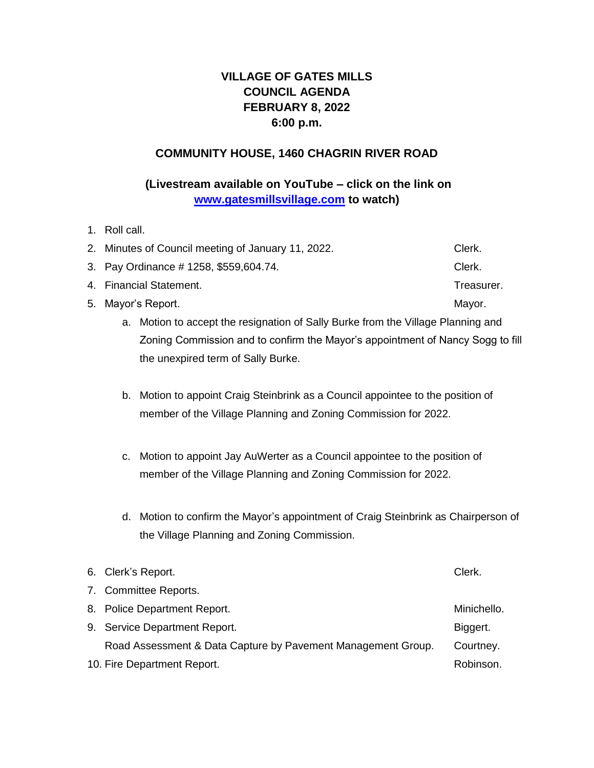# VILLAGE OF GATES MILLS
# COUNCIL AGENDA
# FEBRUARY 8, 2022
# 6:00 p.m.

## COMMUNITY HOUSE, 1460 CHAGRIN RIVER ROAD

### (Livestream available on YouTube – click on the link on [www.gatesmillsvillage.com](www.gatesmillsvillage.com) to watch)

1. Roll call.
2. Minutes of Council meeting of January 11, 2022. — Clerk.
3. Pay Ordinance # 1258, $559,604.74. — Clerk.
4. Financial Statement. — Treasurer.
5. Mayor's Report. — Mayor.
   a. Motion to accept the resignation of Sally Burke from the Village Planning and Zoning Commission and to confirm the Mayor's appointment of Nancy Sogg to fill the unexpired term of Sally Burke.

   b. Motion to appoint Craig Steinbrink as a Council appointee to the position of member of the Village Planning and Zoning Commission for 2022.

   c. Motion to appoint Jay AuWerter as a Council appointee to the position of member of the Village Planning and Zoning Commission for 2022.

   d. Motion to confirm the Mayor's appointment of Craig Steinbrink as Chairperson of the Village Planning and Zoning Commission.

6. Clerk's Report. — Clerk.
7. Committee Reports.
8. Police Department Report. — Minichello.
9. Service Department Report. — Biggert.
   Road Assessment & Data Capture by Pavement Management Group. — Courtney.
10. Fire Department Report. — Robinson.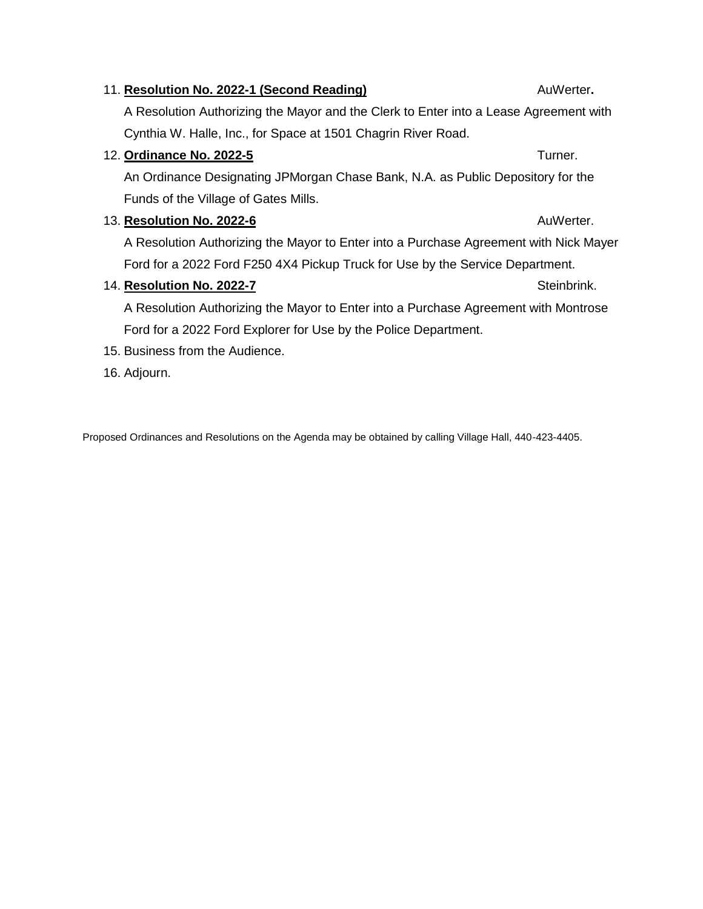11. **Resolution No. 2022-1 (Second Reading)** AuWerter**.**

    A Resolution Authorizing the Mayor and the Clerk to Enter into a Lease Agreement with Cynthia W. Halle, Inc., for Space at 1501 Chagrin River Road.

12. **Ordinance No. 2022-5** Turner.

    An Ordinance Designating JPMorgan Chase Bank, N.A. as Public Depository for the Funds of the Village of Gates Mills.

13. **Resolution No. 2022-6** AuWerter.

    A Resolution Authorizing the Mayor to Enter into a Purchase Agreement with Nick Mayer Ford for a 2022 Ford F250 4X4 Pickup Truck for Use by the Service Department.

14. **Resolution No. 2022-7** Steinbrink.

    A Resolution Authorizing the Mayor to Enter into a Purchase Agreement with Montrose Ford for a 2022 Ford Explorer for Use by the Police Department.

15. Business from the Audience.
16. Adjourn.

Proposed Ordinances and Resolutions on the Agenda may be obtained by calling Village Hall, 440-423-4405.